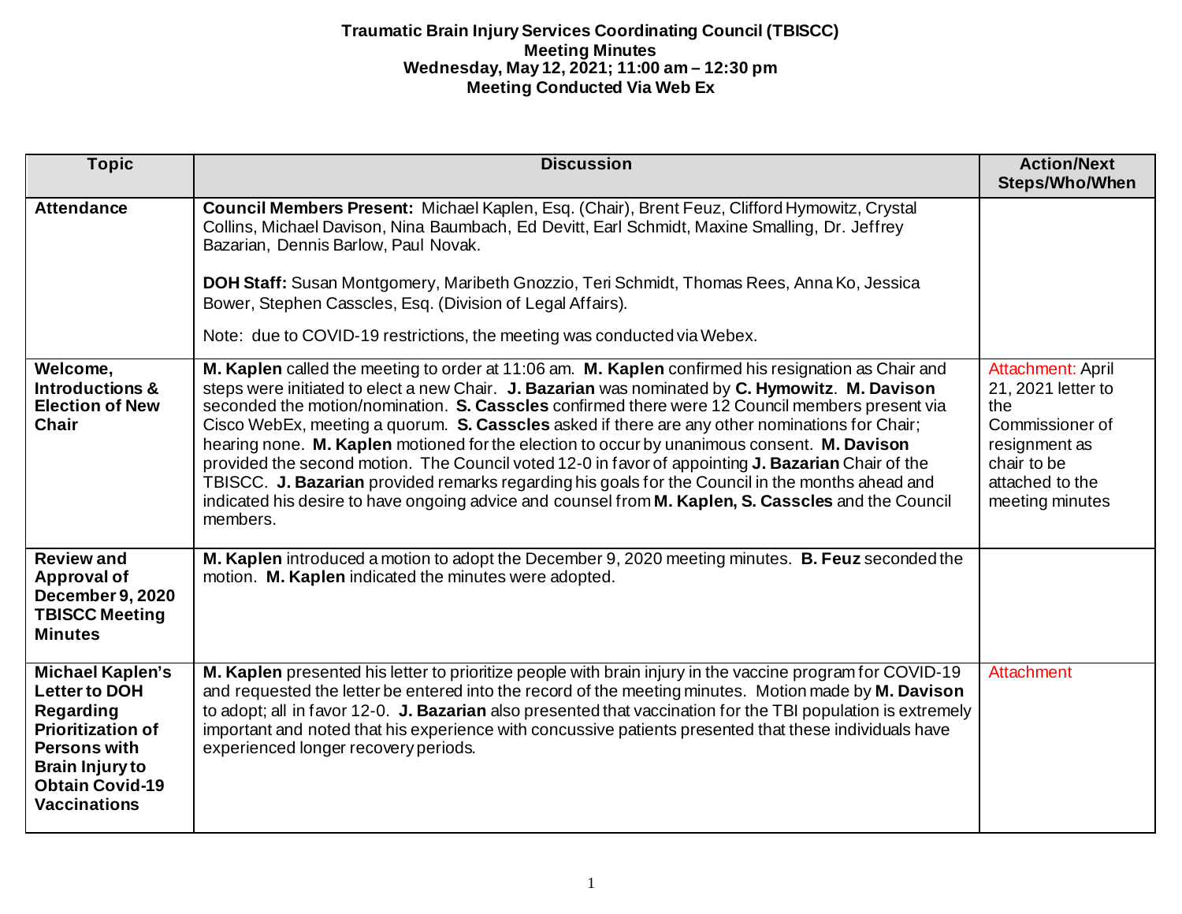# Traumatic Brain Injury Services Coordinating Council (TBISCC)
## Meeting Minutes
### Wednesday, May 12, 2021; 11:00 am – 12:30 pm
### Meeting Conducted Via Web Ex

| Topic | Discussion | Action/Next Steps/Who/When |
|---|---|---|
| **Attendance** | **Council Members Present:** Michael Kaplen, Esq. (Chair), Brent Feuz, Clifford Hymowitz, Crystal Collins, Michael Davison, Nina Baumbach, Ed Devitt, Earl Schmidt, Maxine Smalling, Dr. Jeffrey Bazarian, Dennis Barlow, Paul Novak.<br><br>**DOH Staff:** Susan Montgomery, Maribeth Gnozzio, Teri Schmidt, Thomas Rees, Anna Ko, Jessica Bower, Stephen Casscles, Esq. (Division of Legal Affairs).<br><br>Note: due to COVID-19 restrictions, the meeting was conducted via Webex. | |
| **Welcome, Introductions & Election of New Chair** | **M. Kaplen** called the meeting to order at 11:06 am. **M. Kaplen** confirmed his resignation as Chair and steps were initiated to elect a new Chair. **J. Bazarian** was nominated by **C. Hymowitz**. **M. Davison** seconded the motion/nomination. **S. Casscles** confirmed there were 12 Council members present via Cisco WebEx, meeting a quorum. **S. Casscles** asked if there are any other nominations for Chair; hearing none. **M. Kaplen** motioned for the election to occur by unanimous consent. **M. Davison** provided the second motion. The Council voted 12-0 in favor of appointing **J. Bazarian** Chair of the TBISCC. **J. Bazarian** provided remarks regarding his goals for the Council in the months ahead and indicated his desire to have ongoing advice and counsel from **M. Kaplen, S. Casscles** and the Council members. | Attachment: April 21, 2021 letter to the Commissioner of resignment as chair to be attached to the meeting minutes |
| **Review and Approval of December 9, 2020 TBISCC Meeting Minutes** | **M. Kaplen** introduced a motion to adopt the December 9, 2020 meeting minutes. **B. Feuz** seconded the motion. **M. Kaplen** indicated the minutes were adopted. | |
| **Michael Kaplen's Letter to DOH Regarding Prioritization of Persons with Brain Injury to Obtain Covid-19 Vaccinations** | **M. Kaplen** presented his letter to prioritize people with brain injury in the vaccine program for COVID-19 and requested the letter be entered into the record of the meeting minutes. Motion made by **M. Davison** to adopt; all in favor 12-0. **J. Bazarian** also presented that vaccination for the TBI population is extremely important and noted that his experience with concussive patients presented that these individuals have experienced longer recovery periods. | Attachment |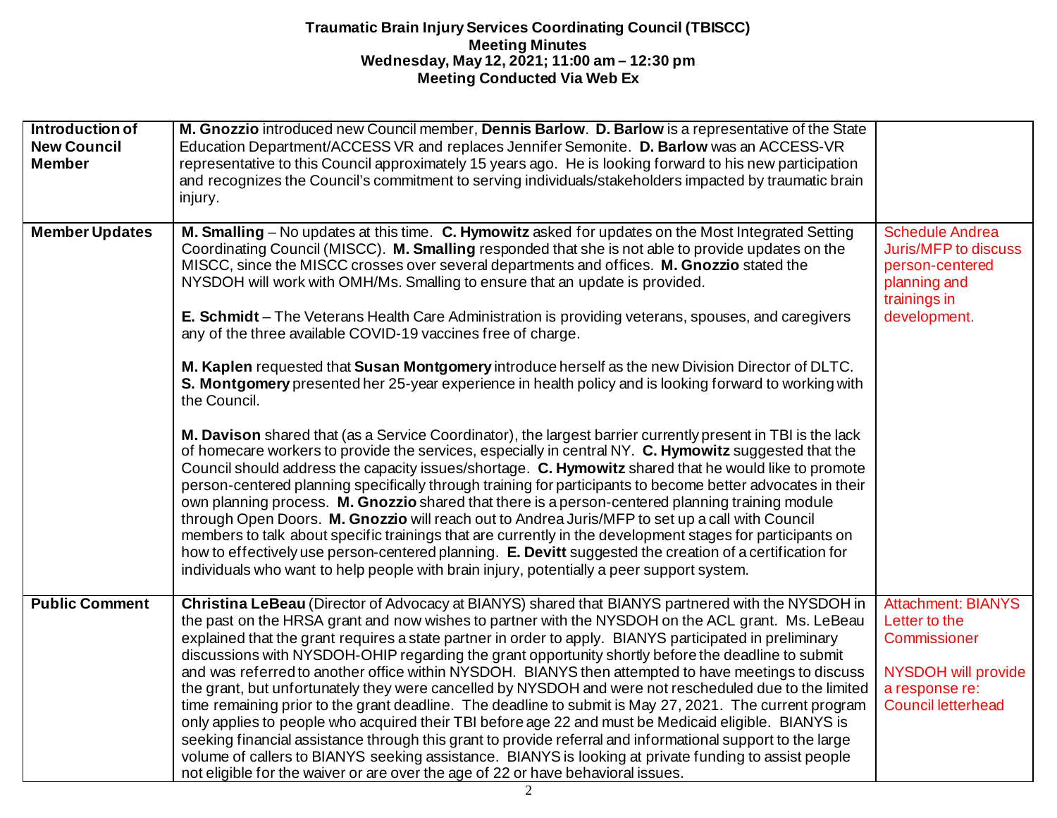**Traumatic Brain Injury Services Coordinating Council (TBISCC)**
**Meeting Minutes**
**Wednesday, May 12, 2021; 11:00 am – 12:30 pm**
**Meeting Conducted Via Web Ex**

| | | |
|---|---|---|
| **Introduction of New Council Member** | **M. Gnozzio** introduced new Council member, **Dennis Barlow**. **D. Barlow** is a representative of the State Education Department/ACCESS VR and replaces Jennifer Semonite. **D. Barlow** was an ACCESS-VR representative to this Council approximately 15 years ago. He is looking forward to his new participation and recognizes the Council's commitment to serving individuals/stakeholders impacted by traumatic brain injury. | |
| **Member Updates** | **M. Smalling** – No updates at this time. **C. Hymowitz** asked for updates on the Most Integrated Setting Coordinating Council (MISCC). **M. Smalling** responded that she is not able to provide updates on the MISCC, since the MISCC crosses over several departments and offices. **M. Gnozzio** stated the NYSDOH will work with OMH/Ms. Smalling to ensure that an update is provided.<br><br>**E. Schmidt** – The Veterans Health Care Administration is providing veterans, spouses, and caregivers any of the three available COVID-19 vaccines free of charge.<br><br>**M. Kaplen** requested that **Susan Montgomery** introduce herself as the new Division Director of DLTC. **S. Montgomery** presented her 25-year experience in health policy and is looking forward to working with the Council.<br><br>**M. Davison** shared that (as a Service Coordinator), the largest barrier currently present in TBI is the lack of homecare workers to provide the services, especially in central NY. **C. Hymowitz** suggested that the Council should address the capacity issues/shortage. **C. Hymowitz** shared that he would like to promote person-centered planning specifically through training for participants to become better advocates in their own planning process. **M. Gnozzio** shared that there is a person-centered planning training module through Open Doors. **M. Gnozzio** will reach out to Andrea Juris/MFP to set up a call with Council members to talk about specific trainings that are currently in the development stages for participants on how to effectively use person-centered planning. **E. Devitt** suggested the creation of a certification for individuals who want to help people with brain injury, potentially a peer support system. | Schedule Andrea Juris/MFP to discuss person-centered planning and trainings in development. |
| **Public Comment** | **Christina LeBeau** (Director of Advocacy at BIANYS) shared that BIANYS partnered with the NYSDOH in the past on the HRSA grant and now wishes to partner with the NYSDOH on the ACL grant. Ms. LeBeau explained that the grant requires a state partner in order to apply. BIANYS participated in preliminary discussions with NYSDOH-OHIP regarding the grant opportunity shortly before the deadline to submit and was referred to another office within NYSDOH. BIANYS then attempted to have meetings to discuss the grant, but unfortunately they were cancelled by NYSDOH and were not rescheduled due to the limited time remaining prior to the grant deadline. The deadline to submit is May 27, 2021. The current program only applies to people who acquired their TBI before age 22 and must be Medicaid eligible. BIANYS is seeking financial assistance through this grant to provide referral and informational support to the large volume of callers to BIANYS seeking assistance. BIANYS is looking at private funding to assist people not eligible for the waiver or are over the age of 22 or have behavioral issues. | Attachment: BIANYS Letter to the Commissioner<br><br>NYSDOH will provide a response re: Council letterhead |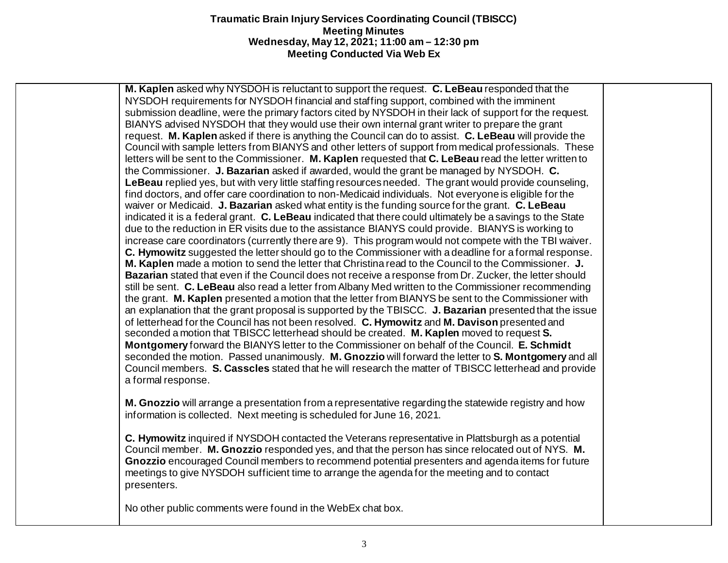**Traumatic Brain Injury Services Coordinating Council (TBISCC)**
**Meeting Minutes**
**Wednesday, May 12, 2021; 11:00 am – 12:30 pm**
**Meeting Conducted Via Web Ex**

| | | |
|---|---|---|
| | **M. Kaplen** asked why NYSDOH is reluctant to support the request. **C. LeBeau** responded that the NYSDOH requirements for NYSDOH financial and staffing support, combined with the imminent submission deadline, were the primary factors cited by NYSDOH in their lack of support for the request. BIANYS advised NYSDOH that they would use their own internal grant writer to prepare the grant request. **M. Kaplen** asked if there is anything the Council can do to assist. **C. LeBeau** will provide the Council with sample letters from BIANYS and other letters of support from medical professionals. These letters will be sent to the Commissioner. **M. Kaplen** requested that **C. LeBeau** read the letter written to the Commissioner. **J. Bazarian** asked if awarded, would the grant be managed by NYSDOH. **C. LeBeau** replied yes, but with very little staffing resources needed. The grant would provide counseling, find doctors, and offer care coordination to non-Medicaid individuals. Not everyone is eligible for the waiver or Medicaid. **J. Bazarian** asked what entity is the funding source for the grant. **C. LeBeau** indicated it is a federal grant. **C. LeBeau** indicated that there could ultimately be a savings to the State due to the reduction in ER visits due to the assistance BIANYS could provide. BIANYS is working to increase care coordinators (currently there are 9). This program would not compete with the TBI waiver. **C. Hymowitz** suggested the letter should go to the Commissioner with a deadline for a formal response. **M. Kaplen** made a motion to send the letter that Christina read to the Council to the Commissioner. **J. Bazarian** stated that even if the Council does not receive a response from Dr. Zucker, the letter should still be sent. **C. LeBeau** also read a letter from Albany Med written to the Commissioner recommending the grant. **M. Kaplen** presented a motion that the letter from BIANYS be sent to the Commissioner with an explanation that the grant proposal is supported by the TBISCC. **J. Bazarian** presented that the issue of letterhead for the Council has not been resolved. **C. Hymowitz** and **M. Davison** presented and seconded a motion that TBISCC letterhead should be created. **M. Kaplen** moved to request **S. Montgomery** forward the BIANYS letter to the Commissioner on behalf of the Council. **E. Schmidt** seconded the motion. Passed unanimously. **M. Gnozzio** will forward the letter to **S. Montgomery** and all Council members. **S. Casscles** stated that he will research the matter of TBISCC letterhead and provide a formal response.<br><br>**M. Gnozzio** will arrange a presentation from a representative regarding the statewide registry and how information is collected. Next meeting is scheduled for June 16, 2021.<br><br>**C. Hymowitz** inquired if NYSDOH contacted the Veterans representative in Plattsburgh as a potential Council member. **M. Gnozzio** responded yes, and that the person has since relocated out of NYS. **M. Gnozzio** encouraged Council members to recommend potential presenters and agenda items for future meetings to give NYSDOH sufficient time to arrange the agenda for the meeting and to contact presenters.<br><br>No other public comments were found in the WebEx chat box. | |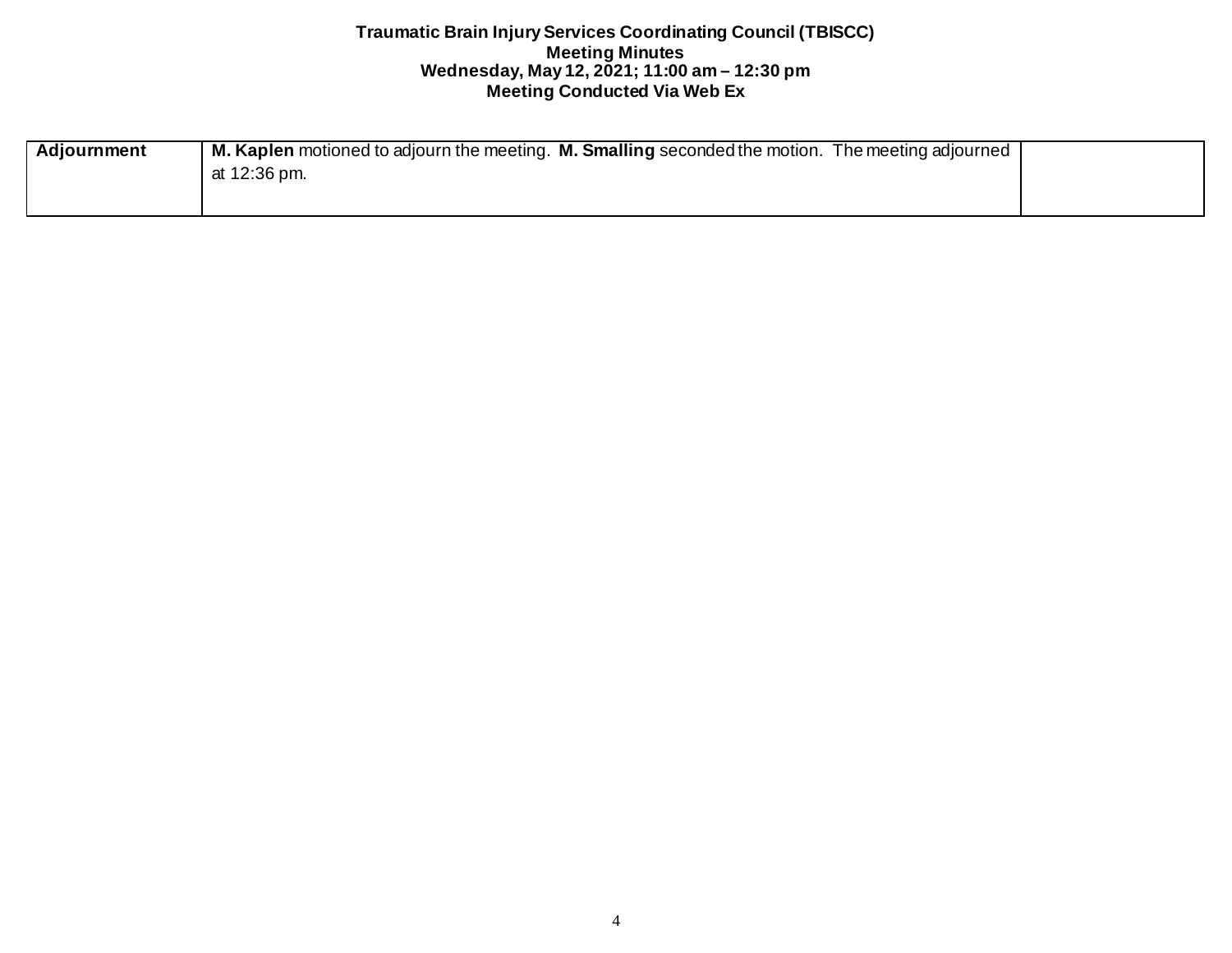| | | |
|---|---|---|
| **Adjournment** | **M. Kaplen** motioned to adjourn the meeting. **M. Smalling** seconded the motion. The meeting adjourned at 12:36 pm. | |